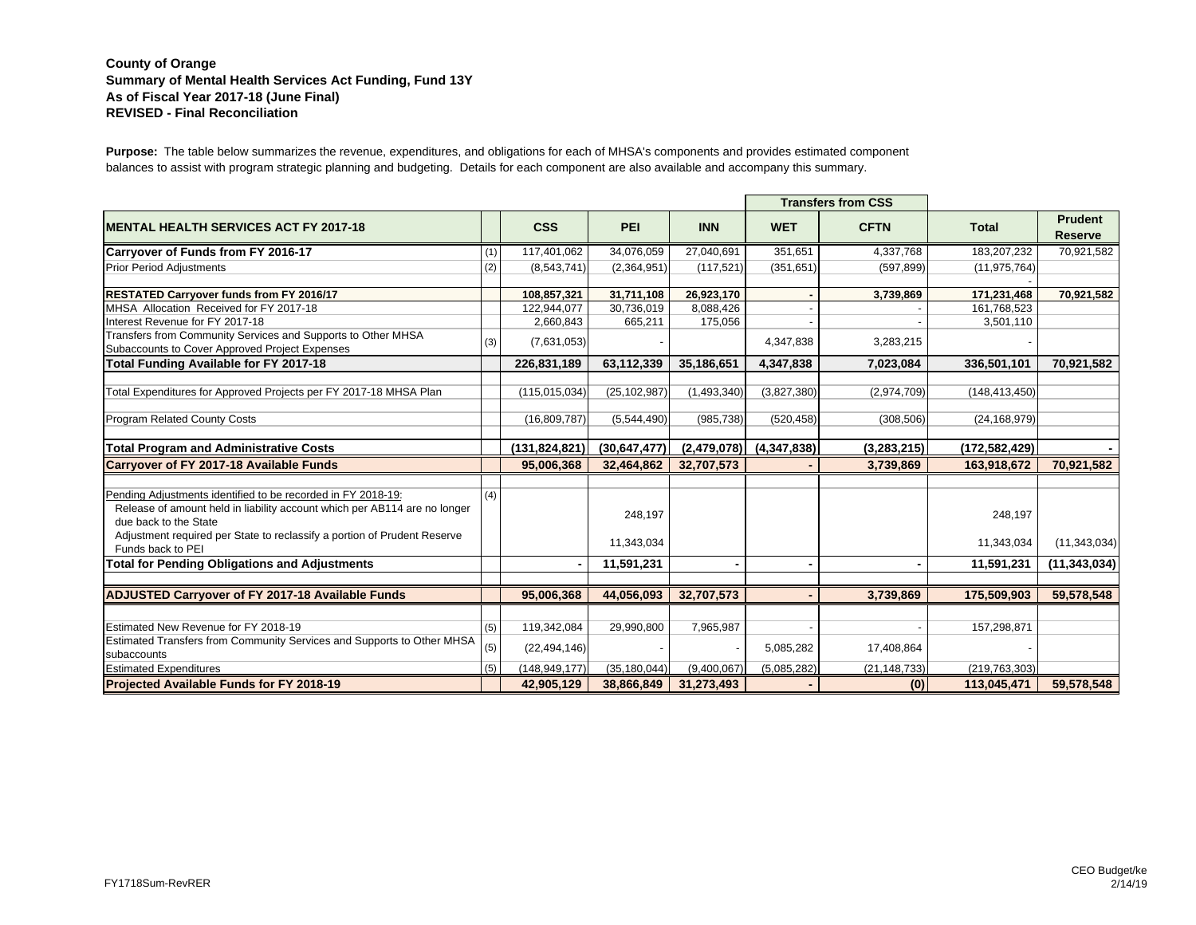**County of Orange**
**Summary of Mental Health Services Act Funding, Fund 13Y**
**As of Fiscal Year 2017-18 (June Final)**
**REVISED - Final Reconciliation**

**Purpose:** The table below summarizes the revenue, expenditures, and obligations for each of MHSA's components and provides estimated component balances to assist with program strategic planning and budgeting. Details for each component are also available and accompany this summary.

| | | | | | Transfers from CSS | | | |
|---|---|---|---|---|---|---|---|---|
| **MENTAL HEALTH SERVICES ACT FY 2017-18** | | **CSS** | **PEI** | **INN** | **WET** | **CFTN** | **Total** | **Prudent Reserve** |
| **Carryover of Funds from FY 2016-17** | (1) | 117,401,062 | 34,076,059 | 27,040,691 | 351,651 | 4,337,768 | 183,207,232 | 70,921,582 |
| Prior Period Adjustments | (2) | (8,543,741) | (2,364,951) | (117,521) | (351,651) | (597,899) | (11,975,764) | |
| | | | | | | | - | |
| **RESTATED Carryover funds from FY 2016/17** | | **108,857,321** | **31,711,108** | **26,923,170** | **-** | **3,739,869** | **171,231,468** | **70,921,582** |
| MHSA Allocation Received for FY 2017-18 | | 122,944,077 | 30,736,019 | 8,088,426 | - | - | 161,768,523 | |
| Interest Revenue for FY 2017-18 | | 2,660,843 | 665,211 | 175,056 | - | - | 3,501,110 | |
| Transfers from Community Services and Supports to Other MHSA Subaccounts to Cover Approved Project Expenses | (3) | (7,631,053) | - | | 4,347,838 | 3,283,215 | - | |
| **Total Funding Available for FY 2017-18** | | **226,831,189** | **63,112,339** | **35,186,651** | **4,347,838** | **7,023,084** | **336,501,101** | **70,921,582** |
| | | | | | | | | |
| Total Expenditures for Approved Projects per FY 2017-18 MHSA Plan | | (115,015,034) | (25,102,987) | (1,493,340) | (3,827,380) | (2,974,709) | (148,413,450) | |
| | | | | | | | | |
| Program Related County Costs | | (16,809,787) | (5,544,490) | (985,738) | (520,458) | (308,506) | (24,168,979) | |
| | | | | | | | | |
| **Total Program and Administrative Costs** | | **(131,824,821)** | **(30,647,477)** | **(2,479,078)** | **(4,347,838)** | **(3,283,215)** | **(172,582,429)** | **-** |
| **Carryover of FY 2017-18 Available Funds** | | **95,006,368** | **32,464,862** | **32,707,573** | **-** | **3,739,869** | **163,918,672** | **70,921,582** |
| | | | | | | | | |
| Pending Adjustments identified to be recorded in FY 2018-19: | (4) | | | | | | | |
| Release of amount held in liability account which per AB114 are no longer due back to the State | | | 248,197 | | | | 248,197 | |
| Adjustment required per State to reclassify a portion of Prudent Reserve Funds back to PEI | | | 11,343,034 | | | | 11,343,034 | (11,343,034) |
| **Total for Pending Obligations and Adjustments** | | **-** | **11,591,231** | **-** | **-** | **-** | **11,591,231** | **(11,343,034)** |
| | | | | | | | | |
| **ADJUSTED Carryover of FY 2017-18 Available Funds** | | **95,006,368** | **44,056,093** | **32,707,573** | **-** | **3,739,869** | **175,509,903** | **59,578,548** |
| | | | | | | | | |
| Estimated New Revenue for FY 2018-19 | (5) | 119,342,084 | 29,990,800 | 7,965,987 | - | - | 157,298,871 | |
| Estimated Transfers from Community Services and Supports to Other MHSA subaccounts | (5) | (22,494,146) | - | - | 5,085,282 | 17,408,864 | - | |
| Estimated Expenditures | (5) | (148,949,177) | (35,180,044) | (9,400,067) | (5,085,282) | (21,148,733) | (219,763,303) | |
| **Projected Available Funds for FY 2018-19** | | **42,905,129** | **38,866,849** | **31,273,493** | **-** | **(0)** | **113,045,471** | **59,578,548** |

FY1718Sum-RevRER

CEO Budget/ke
2/14/19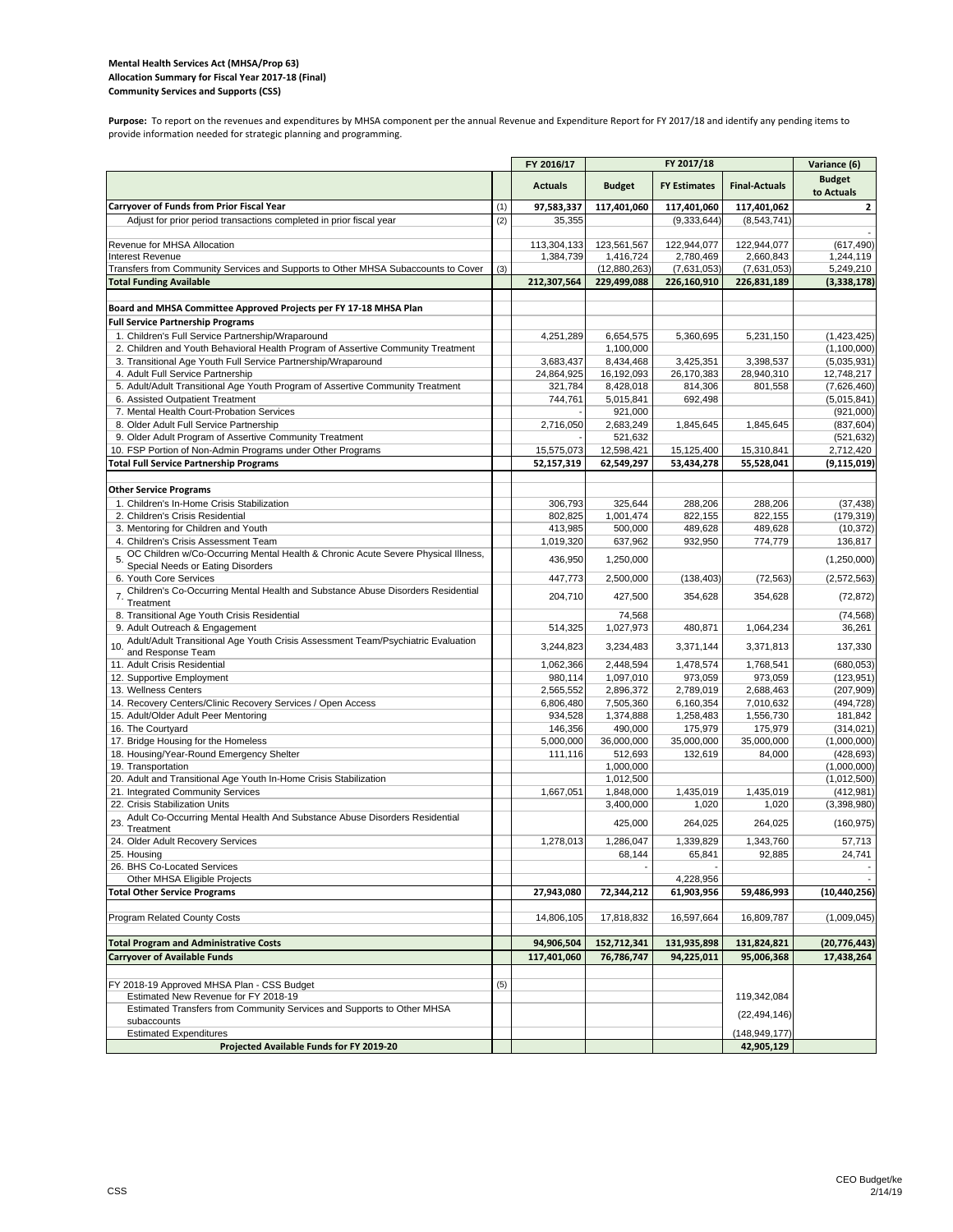**Mental Health Services Act (MHSA/Prop 63)**
**Allocation Summary for Fiscal Year 2017-18 (Final)**
**Community Services and Supports (CSS)**

**Purpose:** To report on the revenues and expenditures by MHSA component per the annual Revenue and Expenditure Report for FY 2017/18 and identify any pending items to provide information needed for strategic planning and programming.

| | | FY 2016/17 | FY 2017/18 | | | Variance (6) |
|---|---|---|---|---|---|---|
| | | **Actuals** | **Budget** | **FY Estimates** | **Final-Actuals** | **Budget to Actuals** |
| **Carryover of Funds from Prior Fiscal Year** | (1) | **97,583,337** | **117,401,060** | **117,401,060** | **117,401,062** | **2** |
| Adjust for prior period transactions completed in prior fiscal year | (2) | 35,355 | | (9,333,644) | (8,543,741) | |
| | | | | | | - |
| Revenue for MHSA Allocation | | 113,304,133 | 123,561,567 | 122,944,077 | 122,944,077 | (617,490) |
| Interest Revenue | | 1,384,739 | 1,416,724 | 2,780,469 | 2,660,843 | 1,244,119 |
| Transfers from Community Services and Supports to Other MHSA Subaccounts to Cover | (3) | | (12,880,263) | (7,631,053) | (7,631,053) | 5,249,210 |
| **Total Funding Available** | | **212,307,564** | **229,499,088** | **226,160,910** | **226,831,189** | **(3,338,178)** |
| | | | | | | |
| **Board and MHSA Committee Approved Projects per FY 17-18 MHSA Plan** | | | | | | |
| **Full Service Partnership Programs** | | | | | | |
| 1. Children's Full Service Partnership/Wraparound | | 4,251,289 | 6,654,575 | 5,360,695 | 5,231,150 | (1,423,425) |
| 2. Children and Youth Behavioral Health Program of Assertive Community Treatment | | | 1,100,000 | | | (1,100,000) |
| 3. Transitional Age Youth Full Service Partnership/Wraparound | | 3,683,437 | 8,434,468 | 3,425,351 | 3,398,537 | (5,035,931) |
| 4. Adult Full Service Partnership | | 24,864,925 | 16,192,093 | 26,170,383 | 28,940,310 | 12,748,217 |
| 5. Adult/Adult Transitional Age Youth Program of Assertive Community Treatment | | 321,784 | 8,428,018 | 814,306 | 801,558 | (7,626,460) |
| 6. Assisted Outpatient Treatment | | 744,761 | 5,015,841 | 692,498 | | (5,015,841) |
| 7. Mental Health Court-Probation Services | | - | 921,000 | | | (921,000) |
| 8. Older Adult Full Service Partnership | | 2,716,050 | 2,683,249 | 1,845,645 | 1,845,645 | (837,604) |
| 9. Older Adult Program of Assertive Community Treatment | | - | 521,632 | | | (521,632) |
| 10. FSP Portion of Non-Admin Programs under Other Programs | | 15,575,073 | 12,598,421 | 15,125,400 | 15,310,841 | 2,712,420 |
| **Total Full Service Partnership Programs** | | **52,157,319** | **62,549,297** | **53,434,278** | **55,528,041** | **(9,115,019)** |
| | | | | | | |
| **Other Service Programs** | | | | | | |
| 1. Children's In-Home Crisis Stabilization | | 306,793 | 325,644 | 288,206 | 288,206 | (37,438) |
| 2. Children's Crisis Residential | | 802,825 | 1,001,474 | 822,155 | 822,155 | (179,319) |
| 3. Mentoring for Children and Youth | | 413,985 | 500,000 | 489,628 | 489,628 | (10,372) |
| 4. Children's Crisis Assessment Team | | 1,019,320 | 637,962 | 932,950 | 774,779 | 136,817 |
| 5. OC Children w/Co-Occurring Mental Health & Chronic Acute Severe Physical Illness, Special Needs or Eating Disorders | | 436,950 | 1,250,000 | | | (1,250,000) |
| 6. Youth Core Services | | 447,773 | 2,500,000 | (138,403) | (72,563) | (2,572,563) |
| 7. Children's Co-Occurring Mental Health and Substance Abuse Disorders Residential Treatment | | 204,710 | 427,500 | 354,628 | 354,628 | (72,872) |
| 8. Transitional Age Youth Crisis Residential | | | 74,568 | | | (74,568) |
| 9. Adult Outreach & Engagement | | 514,325 | 1,027,973 | 480,871 | 1,064,234 | 36,261 |
| 10. Adult/Adult Transitional Age Youth Crisis Assessment Team/Psychiatric Evaluation and Response Team | | 3,244,823 | 3,234,483 | 3,371,144 | 3,371,813 | 137,330 |
| 11. Adult Crisis Residential | | 1,062,366 | 2,448,594 | 1,478,574 | 1,768,541 | (680,053) |
| 12. Supportive Employment | | 980,114 | 1,097,010 | 973,059 | 973,059 | (123,951) |
| 13. Wellness Centers | | 2,565,552 | 2,896,372 | 2,789,019 | 2,688,463 | (207,909) |
| 14. Recovery Centers/Clinic Recovery Services / Open Access | | 6,806,480 | 7,505,360 | 6,160,354 | 7,010,632 | (494,728) |
| 15. Adult/Older Adult Peer Mentoring | | 934,528 | 1,374,888 | 1,258,483 | 1,556,730 | 181,842 |
| 16. The Courtyard | | 146,356 | 490,000 | 175,979 | 175,979 | (314,021) |
| 17. Bridge Housing for the Homeless | | 5,000,000 | 36,000,000 | 35,000,000 | 35,000,000 | (1,000,000) |
| 18. Housing/Year-Round Emergency Shelter | | 111,116 | 512,693 | 132,619 | 84,000 | (428,693) |
| 19. Transportation | | | 1,000,000 | | | (1,000,000) |
| 20. Adult and Transitional Age Youth In-Home Crisis Stabilization | | | 1,012,500 | | | (1,012,500) |
| 21. Integrated Community Services | | 1,667,051 | 1,848,000 | 1,435,019 | 1,435,019 | (412,981) |
| 22. Crisis Stabilization Units | | | 3,400,000 | 1,020 | 1,020 | (3,398,980) |
| 23. Adult Co-Occurring Mental Health And Substance Abuse Disorders Residential Treatment | | | 425,000 | 264,025 | 264,025 | (160,975) |
| 24. Older Adult Recovery Services | | 1,278,013 | 1,286,047 | 1,339,829 | 1,343,760 | 57,713 |
| 25. Housing | | | 68,144 | 65,841 | 92,885 | 24,741 |
| 26. BHS Co-Located Services | | | - | - | | - |
| Other MHSA Eligible Projects | | | | 4,228,956 | | - |
| **Total Other Service Programs** | | **27,943,080** | **72,344,212** | **61,903,956** | **59,486,993** | **(10,440,256)** |
| | | | | | | |
| Program Related County Costs | | 14,806,105 | 17,818,832 | 16,597,664 | 16,809,787 | (1,009,045) |
| | | | | | | |
| **Total Program and Administrative Costs** | | **94,906,504** | **152,712,341** | **131,935,898** | **131,824,821** | **(20,776,443)** |
| **Carryover of Available Funds** | | **117,401,060** | **76,786,747** | **94,225,011** | **95,006,368** | **17,438,264** |
| | | | | | | |
| FY 2018-19 Approved MHSA Plan - CSS Budget | (5) | | | | | |
| Estimated New Revenue for FY 2018-19 | | | | | 119,342,084 | |
| Estimated Transfers from Community Services and Supports to Other MHSA subaccounts | | | | | (22,494,146) | |
| Estimated Expenditures | | | | | (148,949,177) | |
| **Projected Available Funds for FY 2019-20** | | | | | **42,905,129** | |

CSS

CEO Budget/ke
2/14/19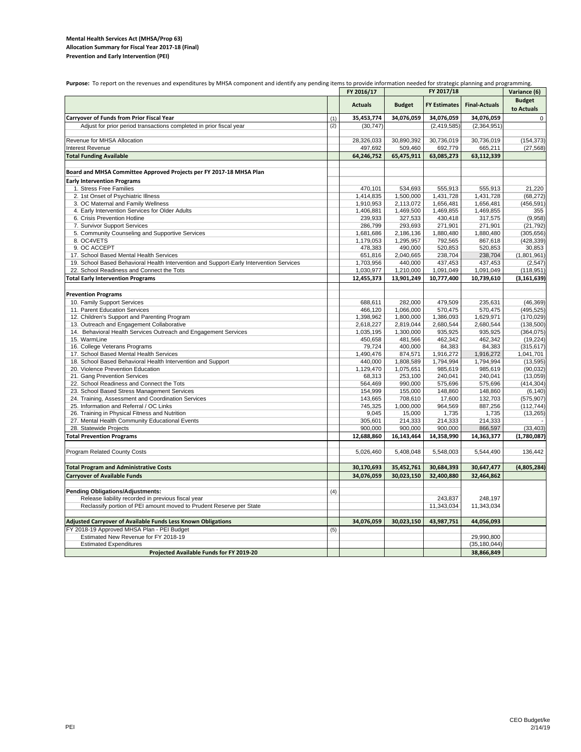**Mental Health Services Act (MHSA/Prop 63)**
**Allocation Summary for Fiscal Year 2017-18 (Final)**
**Prevention and Early Intervention (PEI)**

**Purpose:** To report on the revenues and expenditures by MHSA component and identify any pending items to provide information needed for strategic planning and programming.

| | | FY 2016/17 | FY 2017/18 | | | Variance (6) |
|---|---|---|---|---|---|---|
| | | **Actuals** | **Budget** | **FY Estimates** | **Final-Actuals** | **Budget to Actuals** |
| **Carryover of Funds from Prior Fiscal Year** | (1) | **35,453,774** | **34,076,059** | **34,076,059** | **34,076,059** | 0 |
| Adjust for prior period transactions completed in prior fiscal year | (2) | (30,747) | | (2,419,585) | (2,364,951) | |
| | | | | | | |
| Revenue for MHSA Allocation | | 28,326,033 | 30,890,392 | 30,736,019 | 30,736,019 | (154,373) |
| Interest Revenue | | 497,692 | 509,460 | 692,779 | 665,211 | (27,568) |
| **Total Funding Available** | | **64,246,752** | **65,475,911** | **63,085,273** | **63,112,339** | |
| | | | | | | |
| **Board and MHSA Committee Approved Projects per FY 2017-18 MHSA Plan** | | | | | | |
| **Early Intervention Programs** | | | | | | |
| 1. Stress Free Families | | 470,101 | 534,693 | 555,913 | 555,913 | 21,220 |
| 2. 1st Onset of Psychiatric Illness | | 1,414,835 | 1,500,000 | 1,431,728 | 1,431,728 | (68,272) |
| 3. OC Maternal and Family Wellness | | 1,910,953 | 2,113,072 | 1,656,481 | 1,656,481 | (456,591) |
| 4. Early Intervention Services for Older Adults | | 1,406,881 | 1,469,500 | 1,469,855 | 1,469,855 | 355 |
| 6. Crisis Prevention Hotline | | 239,933 | 327,533 | 430,418 | 317,575 | (9,958) |
| 7. Survivor Support Services | | 286,799 | 293,693 | 271,901 | 271,901 | (21,792) |
| 5. Community Counseling and Supportive Services | | 1,681,686 | 2,186,136 | 1,880,480 | 1,880,480 | (305,656) |
| 8. OC4VETS | | 1,179,053 | 1,295,957 | 792,565 | 867,618 | (428,339) |
| 9. OC ACCEPT | | 478,383 | 490,000 | 520,853 | 520,853 | 30,853 |
| 17. School Based Mental Health Services | | 651,816 | 2,040,665 | 238,704 | 238,704 | (1,801,961) |
| 19. School Based Behavioral Health Intervention and Support-Early Intervention Services | | 1,703,956 | 440,000 | 437,453 | 437,453 | (2,547) |
| 22. School Readiness and Connect the Tots | | 1,030,977 | 1,210,000 | 1,091,049 | 1,091,049 | (118,951) |
| **Total Early Intervention Programs** | | **12,455,373** | **13,901,249** | **10,777,400** | **10,739,610** | **(3,161,639)** |
| | | | | | | |
| **Prevention Programs** | | | | | | |
| 10. Family Support Services | | 688,611 | 282,000 | 479,509 | 235,631 | (46,369) |
| 11. Parent Education Services | | 466,120 | 1,066,000 | 570,475 | 570,475 | (495,525) |
| 12. Children's Support and Parenting Program | | 1,398,962 | 1,800,000 | 1,386,093 | 1,629,971 | (170,029) |
| 13. Outreach and Engagement Collaborative | | 2,618,227 | 2,819,044 | 2,680,544 | 2,680,544 | (138,500) |
| 14. Behavioral Health Services Outreach and Engagement Services | | 1,035,195 | 1,300,000 | 935,925 | 935,925 | (364,075) |
| 15. WarmLine | | 450,658 | 481,566 | 462,342 | 462,342 | (19,224) |
| 16. College Veterans Programs | | 79,724 | 400,000 | 84,383 | 84,383 | (315,617) |
| 17. School Based Mental Health Services | | 1,490,476 | 874,571 | 1,916,272 | 1,916,272 | 1,041,701 |
| 18. School Based Behavioral Health Intervention and Support | | 440,000 | 1,808,589 | 1,794,994 | 1,794,994 | (13,595) |
| 20. Violence Prevention Education | | 1,129,470 | 1,075,651 | 985,619 | 985,619 | (90,032) |
| 21. Gang Prevention Services | | 68,313 | 253,100 | 240,041 | 240,041 | (13,059) |
| 22. School Readiness and Connect the Tots | | 564,469 | 990,000 | 575,696 | 575,696 | (414,304) |
| 23. School Based Stress Management Services | | 154,999 | 155,000 | 148,860 | 148,860 | (6,140) |
| 24. Training, Assessment and Coordination Services | | 143,665 | 708,610 | 17,600 | 132,703 | (575,907) |
| 25. Information and Referral / OC Links | | 745,325 | 1,000,000 | 964,569 | 887,256 | (112,744) |
| 26. Training in Physical Fitness and Nutrition | | 9,045 | 15,000 | 1,735 | 1,735 | (13,265) |
| 27. Mental Health Community Educational Events | | 305,601 | 214,333 | 214,333 | 214,333 | - |
| 28. Statewide Projects | | 900,000 | 900,000 | 900,000 | 866,597 | (33,403) |
| **Total Prevention Programs** | | **12,688,860** | **16,143,464** | **14,358,990** | **14,363,377** | **(1,780,087)** |
| | | | | | | |
| Program Related County Costs | | 5,026,460 | 5,408,048 | 5,548,003 | 5,544,490 | 136,442 |
| | | | | | | |
| **Total Program and Administrative Costs** | | **30,170,693** | **35,452,761** | **30,684,393** | **30,647,477** | **(4,805,284)** |
| **Carryover of Available Funds** | | **34,076,059** | **30,023,150** | **32,400,880** | **32,464,862** | |
| | | | | | | |
| **Pending Obligations/Adjustments:** | (4) | | | | | |
| Release liability recorded in previous fiscal year | | | | 243,837 | 248,197 | |
| Reclassify portion of PEI amount moved to Prudent Reserve per State | | | | 11,343,034 | 11,343,034 | |
| | | | | | | |
| **Adjusted Carryover of Available Funds Less Known Obligations** | | **34,076,059** | **30,023,150** | **43,987,751** | **44,056,093** | |
| FY 2018-19 Approved MHSA Plan - PEI Budget | (5) | | | | | |
| Estimated New Revenue for FY 2018-19 | | | | | 29,990,800 | |
| Estimated Expenditures | | | | | (35,180,044) | |
| **Projected Available Funds for FY 2019-20** | | | | | **38,866,849** | |

PEI

CEO Budget/ke
2/14/19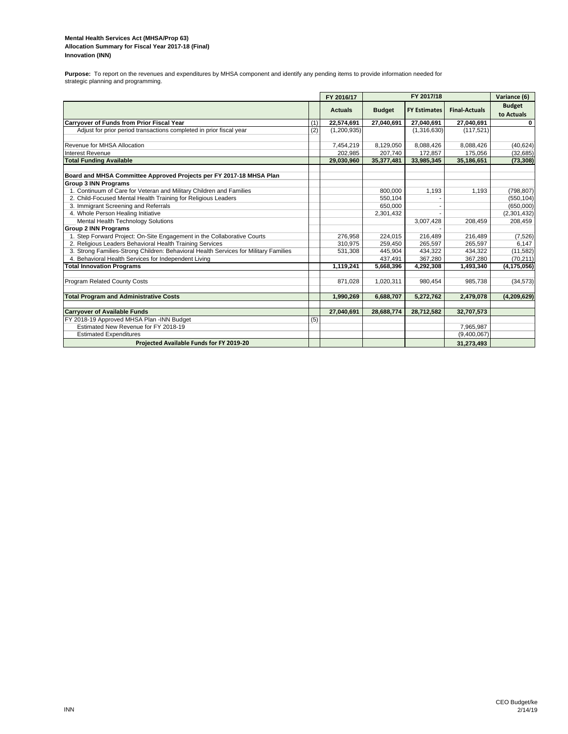**Mental Health Services Act (MHSA/Prop 63)**
**Allocation Summary for Fiscal Year 2017-18 (Final)**
**Innovation (INN)**

**Purpose:** To report on the revenues and expenditures by MHSA component and identify any pending items to provide information needed for strategic planning and programming.

| | | FY 2016/17 | FY 2017/18 | | | Variance (6) |
|---|---|---|---|---|---|---|
| | | **Actuals** | **Budget** | **FY Estimates** | **Final-Actuals** | **Budget to Actuals** |
| **Carryover of Funds from Prior Fiscal Year** | (1) | **22,574,691** | **27,040,691** | **27,040,691** | **27,040,691** | **0** |
| Adjust for prior period transactions completed in prior fiscal year | (2) | (1,200,935) | | (1,316,630) | (117,521) | |
| | | | | | | |
| Revenue for MHSA Allocation | | 7,454,219 | 8,129,050 | 8,088,426 | 8,088,426 | (40,624) |
| Interest Revenue | | 202,985 | 207,740 | 172,857 | 175,056 | (32,685) |
| **Total Funding Available** | | **29,030,960** | **35,377,481** | **33,985,345** | **35,186,651** | **(73,308)** |
| | | | | | | |
| **Board and MHSA Committee Approved Projects per FY 2017-18 MHSA Plan** | | | | | | |
| **Group 3 INN Programs** | | | | | | |
| 1. Continuum of Care for Veteran and Military Children and Families | | | 800,000 | 1,193 | 1,193 | (798,807) |
| 2. Child-Focused Mental Health Training for Religious Leaders | | | 550,104 | - | | (550,104) |
| 3. Immigrant Screening and Referrals | | | 650,000 | - | | (650,000) |
| 4. Whole Person Healing Initiative | | | 2,301,432 | - | | (2,301,432) |
| Mental Health Technology Solutions | | | | 3,007,428 | 208,459 | 208,459 |
| **Group 2 INN Programs** | | | | - | | |
| 1. Step Forward Project: On-Site Engagement in the Collaborative Courts | | 276,958 | 224,015 | 216,489 | 216,489 | (7,526) |
| 2. Religious Leaders Behavioral Health Training Services | | 310,975 | 259,450 | 265,597 | 265,597 | 6,147 |
| 3. Strong Families-Strong Children: Behavioral Health Services for Military Families | | 531,308 | 445,904 | 434,322 | 434,322 | (11,582) |
| 4. Behavioral Health Services for Independent Living | | | 437,491 | 367,280 | 367,280 | (70,211) |
| **Total Innovation Programs** | | **1,119,241** | **5,668,396** | **4,292,308** | **1,493,340** | **(4,175,056)** |
| | | | | | | |
| Program Related County Costs | | 871,028 | 1,020,311 | 980,454 | 985,738 | (34,573) |
| | | | | | | |
| **Total Program and Administrative Costs** | | **1,990,269** | **6,688,707** | **5,272,762** | **2,479,078** | **(4,209,629)** |
| | | | | | | |
| **Carryover of Available Funds** | | **27,040,691** | **28,688,774** | **28,712,582** | **32,707,573** | |
| FY 2018-19 Approved MHSA Plan -INN Budget | (5) | | | | | |
| Estimated New Revenue for FY 2018-19 | | | | | 7,965,987 | |
| Estimated Expenditures | | | | | (9,400,067) | |
| **Projected Available Funds for FY 2019-20** | | | | | **31,273,493** | |

INN

CEO Budget/ke
2/14/19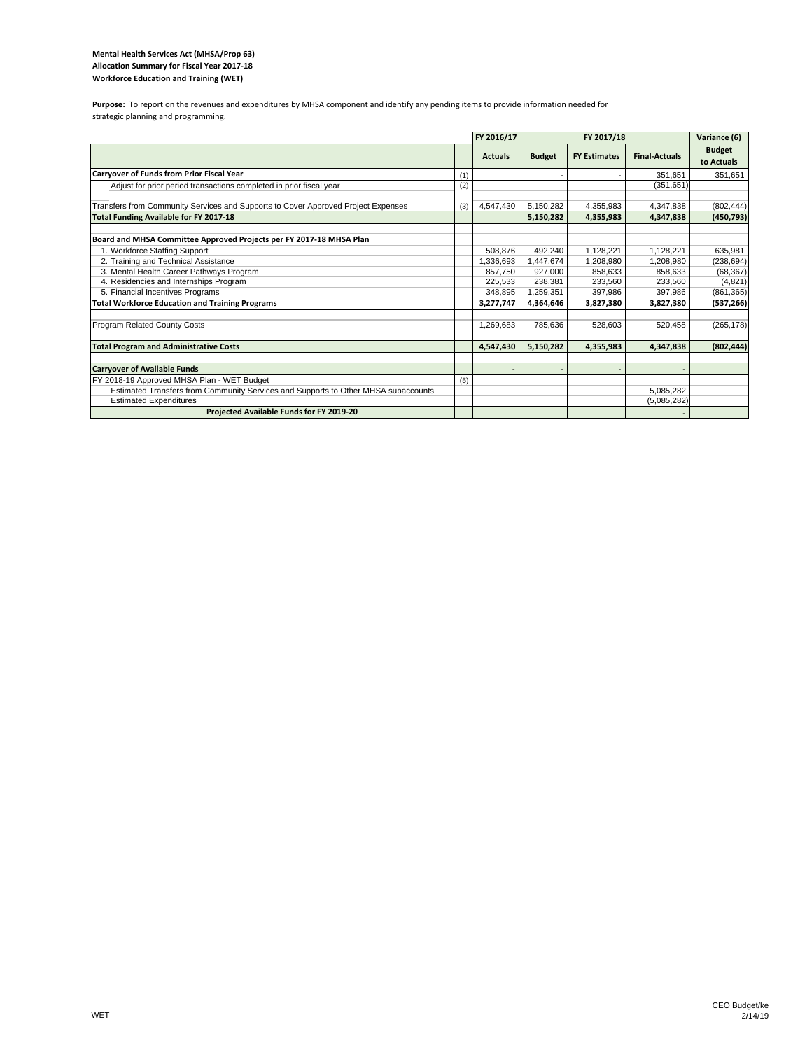**Mental Health Services Act (MHSA/Prop 63)**
**Allocation Summary for Fiscal Year 2017-18**
**Workforce Education and Training (WET)**

**Purpose:** To report on the revenues and expenditures by MHSA component and identify any pending items to provide information needed for strategic planning and programming.

| | | FY 2016/17 | FY 2017/18 | | | Variance (6) |
|---|---|---|---|---|---|---|
| | | **Actuals** | **Budget** | **FY Estimates** | **Final-Actuals** | **Budget to Actuals** |
| **Carryover of Funds from Prior Fiscal Year** | (1) | | - | - | 351,651 | 351,651 |
| Adjust for prior period transactions completed in prior fiscal year | (2) | | | | (351,651) | |
| Transfers from Community Services and Supports to Cover Approved Project Expenses | (3) | 4,547,430 | 5,150,282 | 4,355,983 | 4,347,838 | (802,444) |
| **Total Funding Available for FY 2017-18** | | | **5,150,282** | **4,355,983** | **4,347,838** | **(450,793)** |
| **Board and MHSA Committee Approved Projects per FY 2017-18 MHSA Plan** | | | | | | |
| 1. Workforce Staffing Support | | 508,876 | 492,240 | 1,128,221 | 1,128,221 | 635,981 |
| 2. Training and Technical Assistance | | 1,336,693 | 1,447,674 | 1,208,980 | 1,208,980 | (238,694) |
| 3. Mental Health Career Pathways Program | | 857,750 | 927,000 | 858,633 | 858,633 | (68,367) |
| 4. Residencies and Internships Program | | 225,533 | 238,381 | 233,560 | 233,560 | (4,821) |
| 5. Financial Incentives Programs | | 348,895 | 1,259,351 | 397,986 | 397,986 | (861,365) |
| **Total Workforce Education and Training Programs** | | **3,277,747** | **4,364,646** | **3,827,380** | **3,827,380** | **(537,266)** |
| Program Related County Costs | | 1,269,683 | 785,636 | 528,603 | 520,458 | (265,178) |
| **Total Program and Administrative Costs** | | **4,547,430** | **5,150,282** | **4,355,983** | **4,347,838** | **(802,444)** |
| **Carryover of Available Funds** | | - | - | - | - | |
| FY 2018-19 Approved MHSA Plan - WET Budget | (5) | | | | | |
| Estimated Transfers from Community Services and Supports to Other MHSA subaccounts | | | | | 5,085,282 | |
| Estimated Expenditures | | | | | (5,085,282) | |
| **Projected Available Funds for FY 2019-20** | | | | | - | |

WET

CEO Budget/ke
2/14/19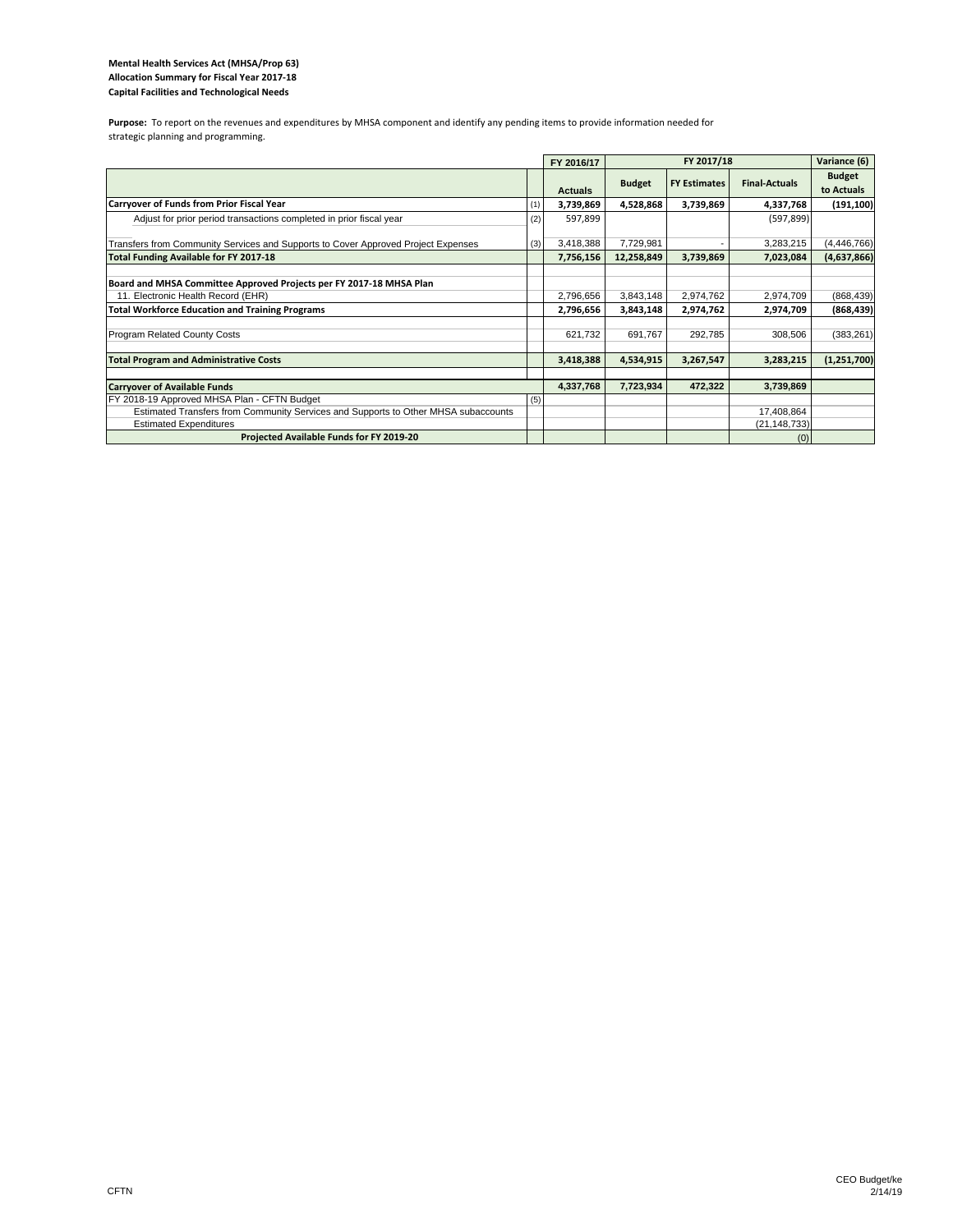**Mental Health Services Act (MHSA/Prop 63)**
**Allocation Summary for Fiscal Year 2017-18**
**Capital Facilities and Technological Needs**

**Purpose:** To report on the revenues and expenditures by MHSA component and identify any pending items to provide information needed for strategic planning and programming.

| | | FY 2016/17 | FY 2017/18 | | | Variance (6) |
|---|---|---|---|---|---|---|
| | | **Actuals** | **Budget** | **FY Estimates** | **Final-Actuals** | **Budget to Actuals** |
| **Carryover of Funds from Prior Fiscal Year** | (1) | **3,739,869** | **4,528,868** | **3,739,869** | **4,337,768** | **(191,100)** |
| Adjust for prior period transactions completed in prior fiscal year | (2) | 597,899 | | | (597,899) | |
| Transfers from Community Services and Supports to Cover Approved Project Expenses | (3) | 3,418,388 | 7,729,981 | - | 3,283,215 | (4,446,766) |
| **Total Funding Available for FY 2017-18** | | **7,756,156** | **12,258,849** | **3,739,869** | **7,023,084** | **(4,637,866)** |
| **Board and MHSA Committee Approved Projects per FY 2017-18 MHSA Plan** | | | | | | |
| 11. Electronic Health Record (EHR) | | 2,796,656 | 3,843,148 | 2,974,762 | 2,974,709 | (868,439) |
| **Total Workforce Education and Training Programs** | | **2,796,656** | **3,843,148** | **2,974,762** | **2,974,709** | **(868,439)** |
| Program Related County Costs | | 621,732 | 691,767 | 292,785 | 308,506 | (383,261) |
| **Total Program and Administrative Costs** | | **3,418,388** | **4,534,915** | **3,267,547** | **3,283,215** | **(1,251,700)** |
| **Carryover of Available Funds** | | **4,337,768** | **7,723,934** | **472,322** | **3,739,869** | |
| FY 2018-19 Approved MHSA Plan - CFTN Budget | (5) | | | | | |
| Estimated Transfers from Community Services and Supports to Other MHSA subaccounts | | | | | 17,408,864 | |
| Estimated Expenditures | | | | | (21,148,733) | |
| **Projected Available Funds for FY 2019-20** | | | | | (0) | |

CFTN

CEO Budget/ke
2/14/19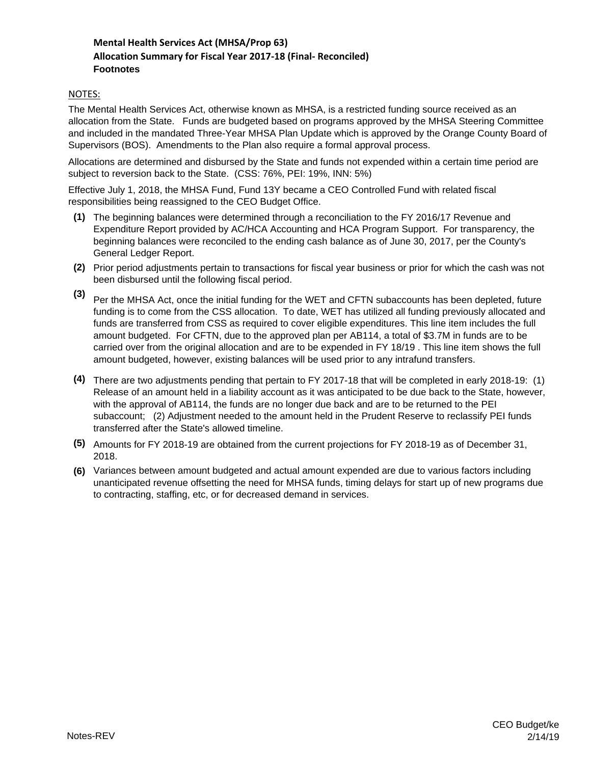**Mental Health Services Act (MHSA/Prop 63)**
**Allocation Summary for Fiscal Year 2017-18 (Final- Reconciled)**
**Footnotes**

NOTES:

The Mental Health Services Act, otherwise known as MHSA, is a restricted funding source received as an allocation from the State. Funds are budgeted based on programs approved by the MHSA Steering Committee and included in the mandated Three-Year MHSA Plan Update which is approved by the Orange County Board of Supervisors (BOS). Amendments to the Plan also require a formal approval process.

Allocations are determined and disbursed by the State and funds not expended within a certain time period are subject to reversion back to the State. (CSS: 76%, PEI: 19%, INN: 5%)

Effective July 1, 2018, the MHSA Fund, Fund 13Y became a CEO Controlled Fund with related fiscal responsibilities being reassigned to the CEO Budget Office.

**(1)** The beginning balances were determined through a reconciliation to the FY 2016/17 Revenue and Expenditure Report provided by AC/HCA Accounting and HCA Program Support. For transparency, the beginning balances were reconciled to the ending cash balance as of June 30, 2017, per the County's General Ledger Report.

**(2)** Prior period adjustments pertain to transactions for fiscal year business or prior for which the cash was not been disbursed until the following fiscal period.

**(3)** Per the MHSA Act, once the initial funding for the WET and CFTN subaccounts has been depleted, future funding is to come from the CSS allocation. To date, WET has utilized all funding previously allocated and funds are transferred from CSS as required to cover eligible expenditures. This line item includes the full amount budgeted. For CFTN, due to the approved plan per AB114, a total of $3.7M in funds are to be carried over from the original allocation and are to be expended in FY 18/19 . This line item shows the full amount budgeted, however, existing balances will be used prior to any intrafund transfers.

**(4)** There are two adjustments pending that pertain to FY 2017-18 that will be completed in early 2018-19: (1) Release of an amount held in a liability account as it was anticipated to be due back to the State, however, with the approval of AB114, the funds are no longer due back and are to be returned to the PEI subaccount; (2) Adjustment needed to the amount held in the Prudent Reserve to reclassify PEI funds transferred after the State's allowed timeline.

**(5)** Amounts for FY 2018-19 are obtained from the current projections for FY 2018-19 as of December 31, 2018.

**(6)** Variances between amount budgeted and actual amount expended are due to various factors including unanticipated revenue offsetting the need for MHSA funds, timing delays for start up of new programs due to contracting, staffing, etc, or for decreased demand in services.

Notes-REV

CEO Budget/ke
2/14/19